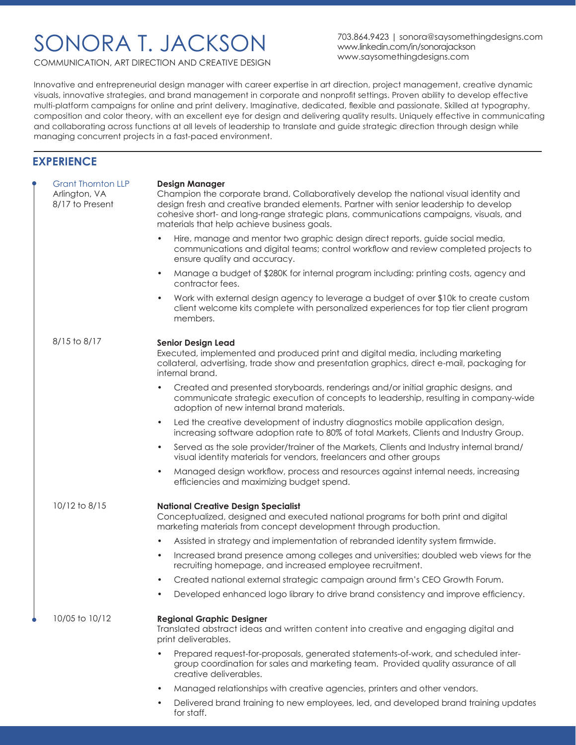# SONORA T. JACKSON

COMMUNICATION, ART DIRECTION AND CREATIVE DESIGN

703.864.9423 | sonora@saysomethingdesigns.com
www.linkedin.com/in/sonorajackson
www.saysomethingdesigns.com

Innovative and entrepreneurial design manager with career expertise in art direction, project management, creative dynamic visuals, innovative strategies, and brand management in corporate and nonprofit settings. Proven ability to develop effective multi-platform campaigns for online and print delivery. Imaginative, dedicated, flexible and passionate. Skilled at typography, composition and color theory, with an excellent eye for design and delivering quality results. Uniquely effective in communicating and collaborating across functions at all levels of leadership to translate and guide strategic direction through design while managing concurrent projects in a fast-paced environment.

## EXPERIENCE

Grant Thornton LLP
Arlington, VA
8/17 to Present

**Design Manager**
Champion the corporate brand. Collaboratively develop the national visual identity and design fresh and creative branded elements. Partner with senior leadership to develop cohesive short- and long-range strategic plans, communications campaigns, visuals, and materials that help achieve business goals.

- Hire, manage and mentor two graphic design direct reports, guide social media, communications and digital teams; control workflow and review completed projects to ensure quality and accuracy.
- Manage a budget of $280K for internal program including: printing costs, agency and contractor fees.
- Work with external design agency to leverage a budget of over $10k to create custom client welcome kits complete with personalized experiences for top tier client program members.

8/15 to 8/17

**Senior Design Lead**
Executed, implemented and produced print and digital media, including marketing collateral, advertising, trade show and presentation graphics, direct e-mail, packaging for internal brand.

- Created and presented storyboards, renderings and/or initial graphic designs, and communicate strategic execution of concepts to leadership, resulting in company-wide adoption of new internal brand materials.
- Led the creative development of industry diagnostics mobile application design, increasing software adoption rate to 80% of total Markets, Clients and Industry Group.
- Served as the sole provider/trainer of the Markets, Clients and Industry internal brand/ visual identity materials for vendors, freelancers and other groups
- Managed design workflow, process and resources against internal needs, increasing efficiencies and maximizing budget spend.

10/12 to 8/15

**National Creative Design Specialist**
Conceptualized, designed and executed national programs for both print and digital marketing materials from concept development through production.

- Assisted in strategy and implementation of rebranded identity system firmwide.
- Increased brand presence among colleges and universities; doubled web views for the recruiting homepage, and increased employee recruitment.
- Created national external strategic campaign around firm's CEO Growth Forum.
- Developed enhanced logo library to drive brand consistency and improve efficiency.

10/05 to 10/12

**Regional Graphic Designer**
Translated abstract ideas and written content into creative and engaging digital and print deliverables.

- Prepared request-for-proposals, generated statements-of-work, and scheduled inter-group coordination for sales and marketing team. Provided quality assurance of all creative deliverables.
- Managed relationships with creative agencies, printers and other vendors.
- Delivered brand training to new employees, led, and developed brand training updates for staff.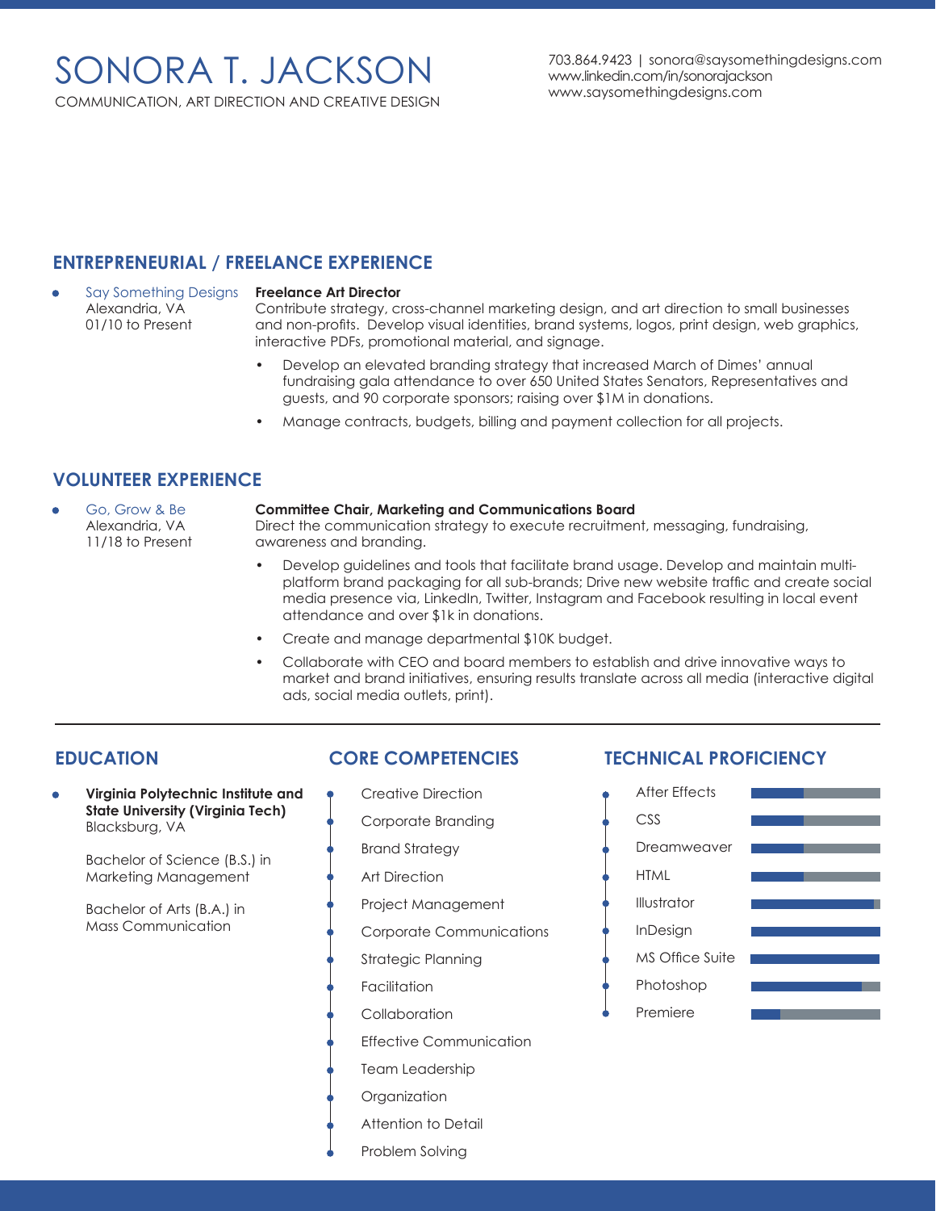# SONORA T. JACKSON

COMMUNICATION, ART DIRECTION AND CREATIVE DESIGN

703.864.9423 | sonora@saysomethingdesigns.com
www.linkedin.com/in/sonorajackson
www.saysomethingdesigns.com

## ENTREPRENEURIAL / FREELANCE EXPERIENCE

- Say Something Designs
  Alexandria, VA
  01/10 to Present

**Freelance Art Director**
Contribute strategy, cross-channel marketing design, and art direction to small businesses and non-profits. Develop visual identities, brand systems, logos, print design, web graphics, interactive PDFs, promotional material, and signage.

- Develop an elevated branding strategy that increased March of Dimes' annual fundraising gala attendance to over 650 United States Senators, Representatives and guests, and 90 corporate sponsors; raising over $1M in donations.
- Manage contracts, budgets, billing and payment collection for all projects.

## VOLUNTEER EXPERIENCE

- Go, Grow & Be
  Alexandria, VA
  11/18 to Present

**Committee Chair, Marketing and Communications Board**
Direct the communication strategy to execute recruitment, messaging, fundraising, awareness and branding.

- Develop guidelines and tools that facilitate brand usage. Develop and maintain multi-platform brand packaging for all sub-brands; Drive new website traffic and create social media presence via, LinkedIn, Twitter, Instagram and Facebook resulting in local event attendance and over $1k in donations.
- Create and manage departmental $10K budget.
- Collaborate with CEO and board members to establish and drive innovative ways to market and brand initiatives, ensuring results translate across all media (interactive digital ads, social media outlets, print).

---

## EDUCATION

- **Virginia Polytechnic Institute and State University (Virginia Tech)**
  Blacksburg, VA

  Bachelor of Science (B.S.) in Marketing Management

  Bachelor of Arts (B.A.) in Mass Communication

## CORE COMPETENCIES

- Creative Direction
- Corporate Branding
- Brand Strategy
- Art Direction
- Project Management
- Corporate Communications
- Strategic Planning
- Facilitation
- Collaboration
- Effective Communication
- Team Leadership
- Organization
- Attention to Detail
- Problem Solving

## TECHNICAL PROFICIENCY

- After Effects
- CSS
- Dreamweaver
- HTML
- Illustrator
- InDesign
- MS Office Suite
- Photoshop
- Premiere